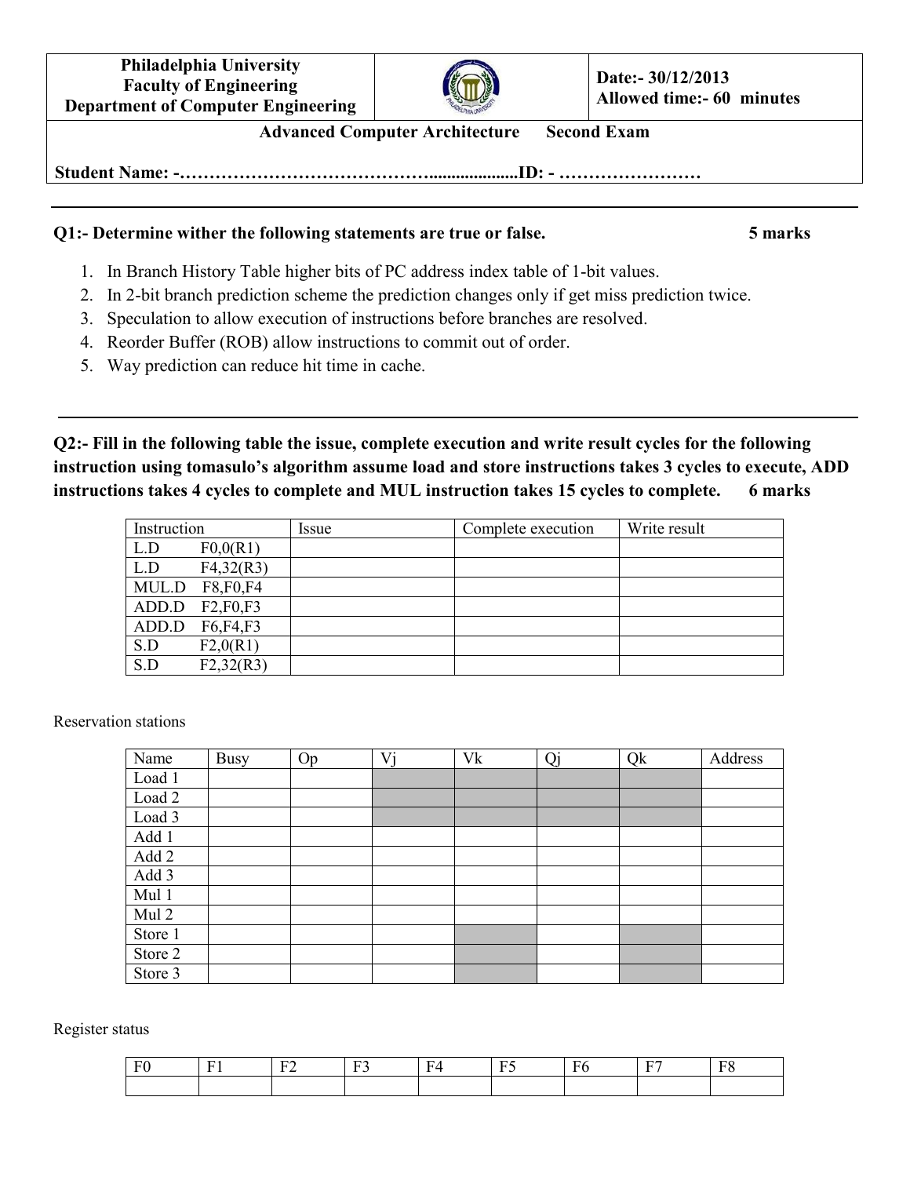| Philadelphia University<br>Faculty of Engineering<br>Department of Computer Engineering | | Date:- 30/12/2013<br>Allowed time:- 60 minutes |
|---|---|---|

**Advanced Computer Architecture Second Exam**

**Student Name: -…………………………………....................ID: - ……………………**

---

**Q1:- Determine wither the following statements are true or false. 5 marks**

1. In Branch History Table higher bits of PC address index table of 1-bit values.
2. In 2-bit branch prediction scheme the prediction changes only if get miss prediction twice.
3. Speculation to allow execution of instructions before branches are resolved.
4. Reorder Buffer (ROB) allow instructions to commit out of order.
5. Way prediction can reduce hit time in cache.

---

**Q2:- Fill in the following table the issue, complete execution and write result cycles for the following instruction using tomasulo's algorithm assume load and store instructions takes 3 cycles to execute, ADD instructions takes 4 cycles to complete and MUL instruction takes 15 cycles to complete. 6 marks**

| Instruction | Issue | Complete execution | Write result |
|---|---|---|---|
| L.D F0,0(R1) | | | |
| L.D F4,32(R3) | | | |
| MUL.D F8,F0,F4 | | | |
| ADD.D F2,F0,F3 | | | |
| ADD.D F6,F4,F3 | | | |
| S.D F2,0(R1) | | | |
| S.D F2,32(R3) | | | |

Reservation stations

| Name | Busy | Op | Vj | Vk | Qj | Qk | Address |
|---|---|---|---|---|---|---|---|
| Load 1 | | | | | | | |
| Load 2 | | | | | | | |
| Load 3 | | | | | | | |
| Add 1 | | | | | | | |
| Add 2 | | | | | | | |
| Add 3 | | | | | | | |
| Mul 1 | | | | | | | |
| Mul 2 | | | | | | | |
| Store 1 | | | | | | | |
| Store 2 | | | | | | | |
| Store 3 | | | | | | | |

Register status

| F0 | F1 | F2 | F3 | F4 | F5 | F6 | F7 | F8 |
|---|---|---|---|---|---|---|---|---|
| | | | | | | | | |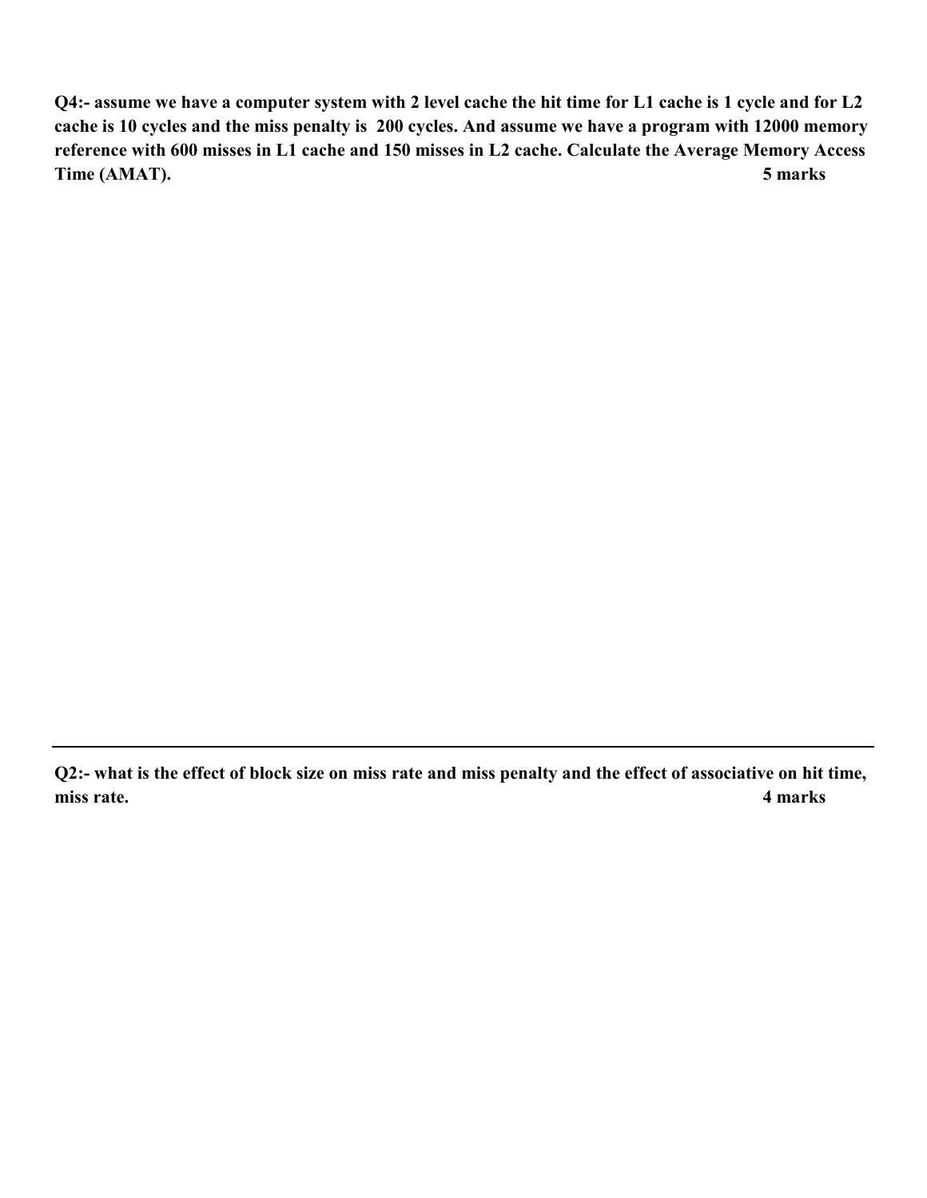**Q4:- assume we have a computer system with 2 level cache the hit time for L1 cache is 1 cycle and for L2 cache is 10 cycles and the miss penalty is 200 cycles. And assume we have a program with 12000 memory reference with 600 misses in L1 cache and 150 misses in L2 cache. Calculate the Average Memory Access Time (AMAT). 5 marks**

---

**Q2:- what is the effect of block size on miss rate and miss penalty and the effect of associative on hit time, miss rate. 4 marks**